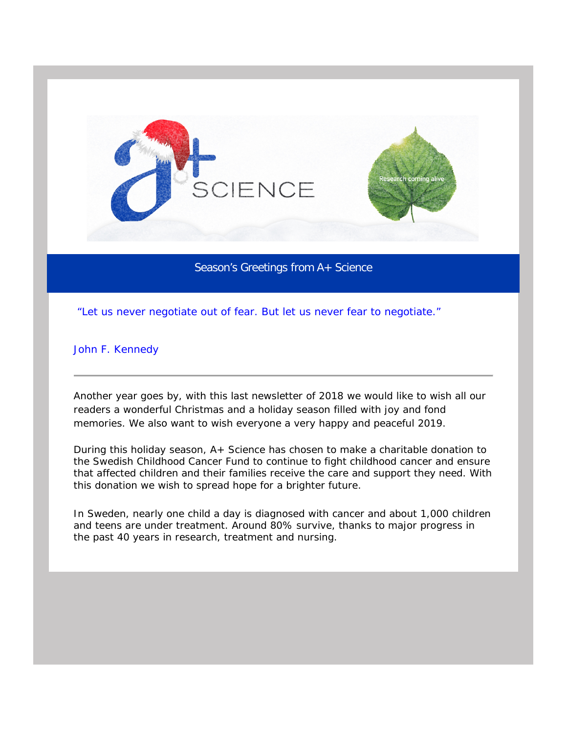# Season's Greetings from A+ Science

*"Let us never negotiate out of fear. But let us never fear to negotiate."*

John F. Kennedy

---

Another year goes by, with this last newsletter of 2018 we would like to wish all our readers a wonderful Christmas and a holiday season filled with joy and fond memories. We also want to wish everyone a very happy and peaceful 2019.

During this holiday season, A+ Science has chosen to make a charitable donation to the Swedish Childhood Cancer Fund to continue to fight childhood cancer and ensure that affected children and their families receive the care and support they need. With this donation we wish to spread hope for a brighter future.

In Sweden, nearly one child a day is diagnosed with cancer and about 1,000 children and teens are under treatment. Around 80% survive, thanks to major progress in the past 40 years in research, treatment and nursing.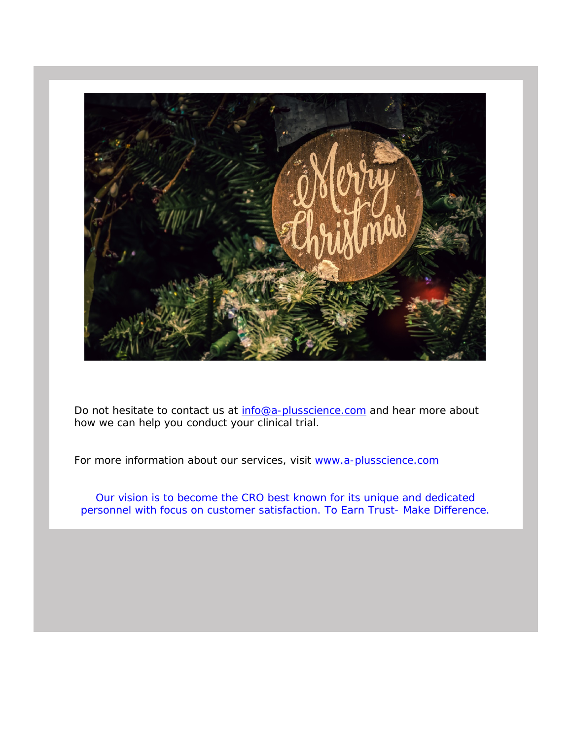Do not hesitate to contact us at [info@a-plusscience.com](mailto:info@a-plusscience.com) and hear more about how we can help you conduct your clinical trial.

For more information about our services, visit [www.a-plusscience.com](http://www.a-plusscience.com)

Our vision is to become the CRO best known for its unique and dedicated personnel with focus on customer satisfaction. To Earn Trust- Make Difference.